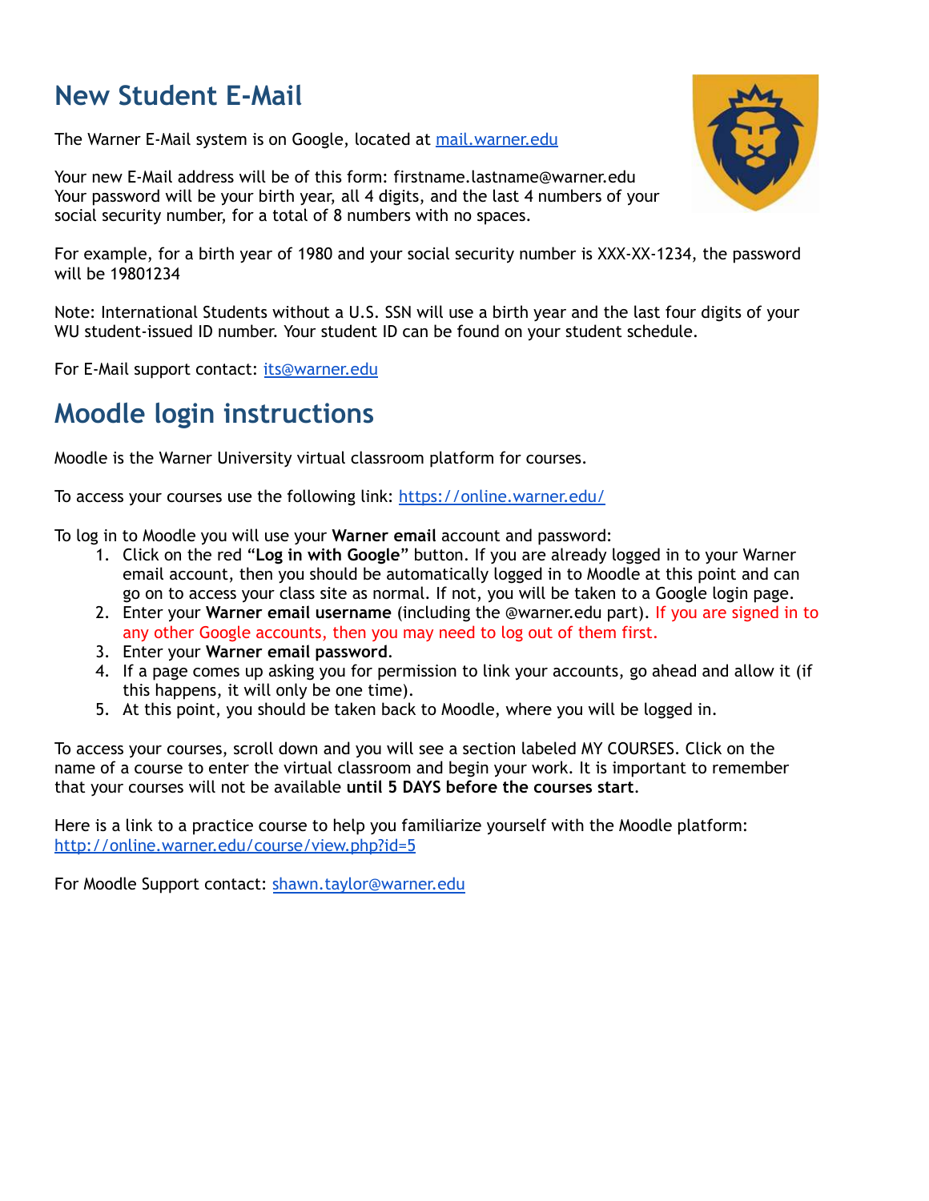# New Student E-Mail

The Warner E-Mail system is on Google, located at [mail.warner.edu](mail.warner.edu)

Your new E-Mail address will be of this form: firstname.lastname@warner.edu
Your password will be your birth year, all 4 digits, and the last 4 numbers of your social security number, for a total of 8 numbers with no spaces.

For example, for a birth year of 1980 and your social security number is XXX-XX-1234, the password will be 19801234

Note: International Students without a U.S. SSN will use a birth year and the last four digits of your WU student-issued ID number. Your student ID can be found on your student schedule.

For E-Mail support contact: [its@warner.edu](mailto:its@warner.edu)

# Moodle login instructions

Moodle is the Warner University virtual classroom platform for courses.

To access your courses use the following link: [https://online.warner.edu/](https://online.warner.edu/)

To log in to Moodle you will use your **Warner email** account and password:

1. Click on the red "**Log in with Google**" button. If you are already logged in to your Warner email account, then you should be automatically logged in to Moodle at this point and can go on to access your class site as normal. If not, you will be taken to a Google login page.
2. Enter your **Warner email username** (including the @warner.edu part). If you are signed in to any other Google accounts, then you may need to log out of them first.
3. Enter your **Warner email password**.
4. If a page comes up asking you for permission to link your accounts, go ahead and allow it (if this happens, it will only be one time).
5. At this point, you should be taken back to Moodle, where you will be logged in.

To access your courses, scroll down and you will see a section labeled MY COURSES. Click on the name of a course to enter the virtual classroom and begin your work. It is important to remember that your courses will not be available **until 5 DAYS before the courses start**.

Here is a link to a practice course to help you familiarize yourself with the Moodle platform:
[http://online.warner.edu/course/view.php?id=5](http://online.warner.edu/course/view.php?id=5)

For Moodle Support contact: [shawn.taylor@warner.edu](mailto:shawn.taylor@warner.edu)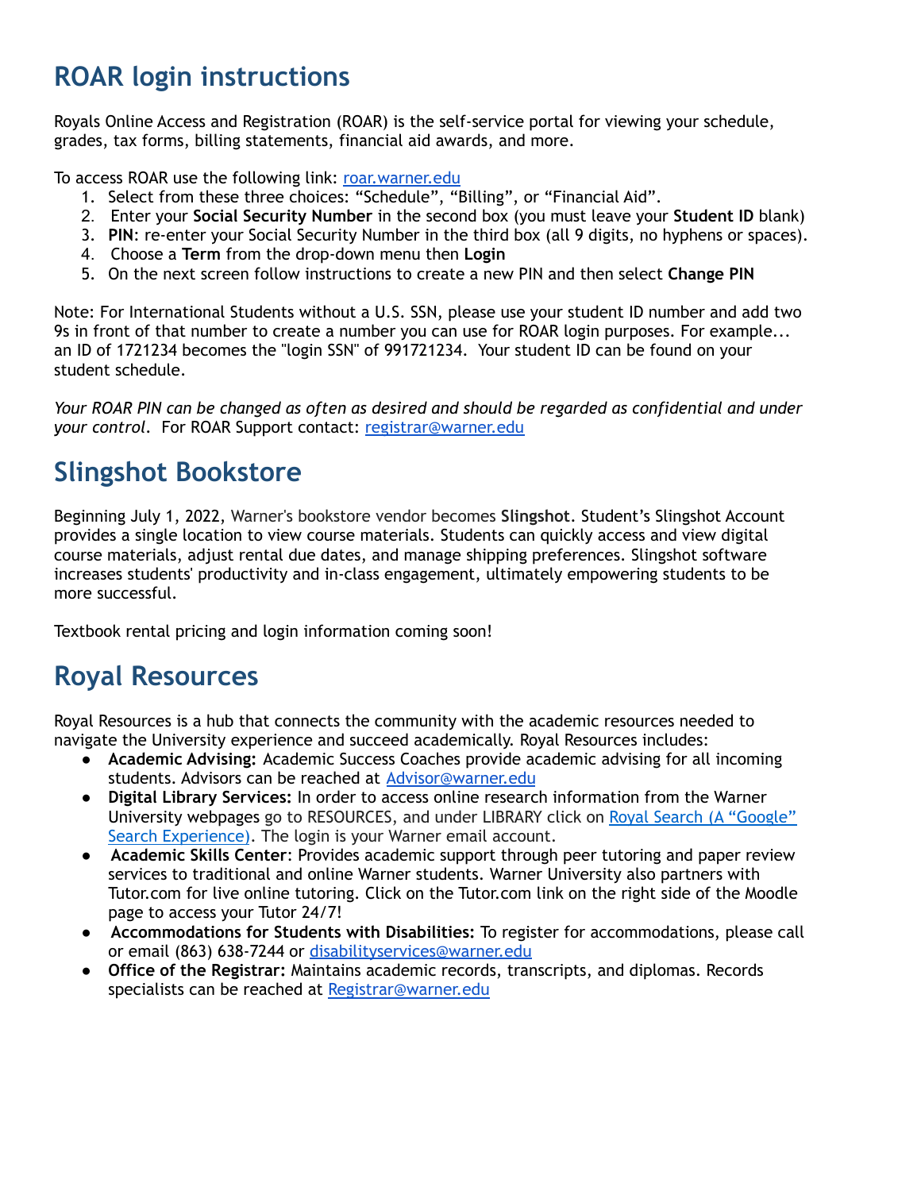## ROAR login instructions

Royals Online Access and Registration (ROAR) is the self-service portal for viewing your schedule, grades, tax forms, billing statements, financial aid awards, and more.

To access ROAR use the following link: [roar.warner.edu](roar.warner.edu)

1. Select from these three choices: "Schedule", "Billing", or "Financial Aid".
2. Enter your **Social Security Number** in the second box (you must leave your **Student ID** blank)
3. **PIN**: re-enter your Social Security Number in the third box (all 9 digits, no hyphens or spaces).
4. Choose a **Term** from the drop-down menu then **Login**
5. On the next screen follow instructions to create a new PIN and then select **Change PIN**

Note: For International Students without a U.S. SSN, please use your student ID number and add two 9s in front of that number to create a number you can use for ROAR login purposes. For example... an ID of 1721234 becomes the "login SSN" of 991721234. Your student ID can be found on your student schedule.

*Your ROAR PIN can be changed as often as desired and should be regarded as confidential and under your control*. For ROAR Support contact: [registrar@warner.edu](mailto:registrar@warner.edu)

## Slingshot Bookstore

Beginning July 1, 2022, Warner's bookstore vendor becomes **Slingshot**. Student's Slingshot Account provides a single location to view course materials. Students can quickly access and view digital course materials, adjust rental due dates, and manage shipping preferences. Slingshot software increases students' productivity and in-class engagement, ultimately empowering students to be more successful.

Textbook rental pricing and login information coming soon!

## Royal Resources

Royal Resources is a hub that connects the community with the academic resources needed to navigate the University experience and succeed academically. Royal Resources includes:

- **Academic Advising:** Academic Success Coaches provide academic advising for all incoming students. Advisors can be reached at [Advisor@warner.edu](mailto:Advisor@warner.edu)
- **Digital Library Services:** In order to access online research information from the Warner University webpages go to RESOURCES, and under LIBRARY click on Royal Search (A "Google" Search Experience). The login is your Warner email account.
- **Academic Skills Center**: Provides academic support through peer tutoring and paper review services to traditional and online Warner students. Warner University also partners with Tutor.com for live online tutoring. Click on the Tutor.com link on the right side of the Moodle page to access your Tutor 24/7!
- **Accommodations for Students with Disabilities:** To register for accommodations, please call or email (863) 638-7244 or [disabilityservices@warner.edu](mailto:disabilityservices@warner.edu)
- **Office of the Registrar:** Maintains academic records, transcripts, and diplomas. Records specialists can be reached at [Registrar@warner.edu](mailto:Registrar@warner.edu)